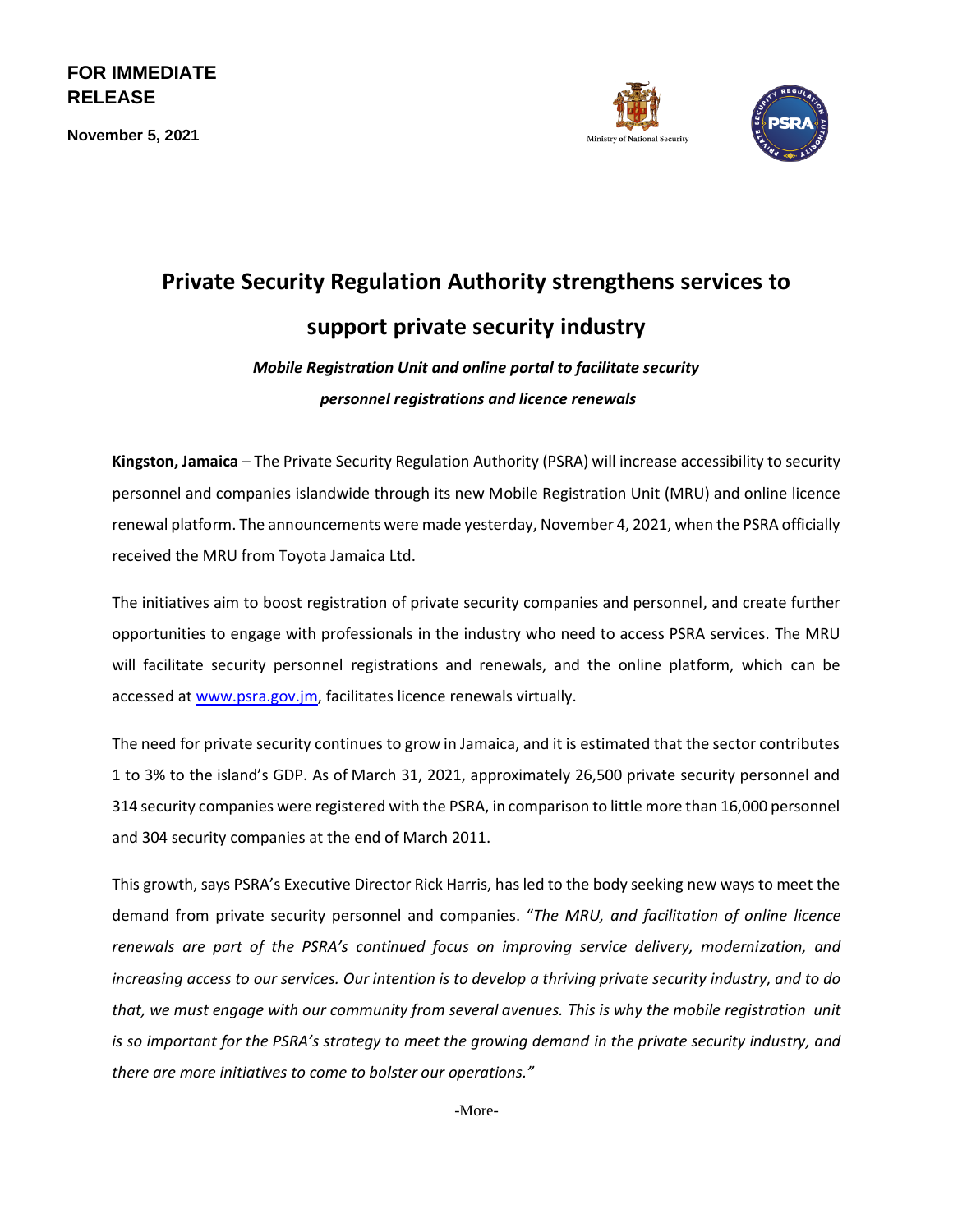**FOR IMMEDIATE RELEASE**

**November 5, 2021**

Ministry of National Security

# Private Security Regulation Authority strengthens services to support private security industry

***Mobile Registration Unit and online portal to facilitate security personnel registrations and licence renewals***

**Kingston, Jamaica** – The Private Security Regulation Authority (PSRA) will increase accessibility to security personnel and companies islandwide through its new Mobile Registration Unit (MRU) and online licence renewal platform. The announcements were made yesterday, November 4, 2021, when the PSRA officially received the MRU from Toyota Jamaica Ltd.

The initiatives aim to boost registration of private security companies and personnel, and create further opportunities to engage with professionals in the industry who need to access PSRA services. The MRU will facilitate security personnel registrations and renewals, and the online platform, which can be accessed at [www.psra.gov.jm](http://www.psra.gov.jm), facilitates licence renewals virtually.

The need for private security continues to grow in Jamaica, and it is estimated that the sector contributes 1 to 3% to the island's GDP. As of March 31, 2021, approximately 26,500 private security personnel and 314 security companies were registered with the PSRA, in comparison to little more than 16,000 personnel and 304 security companies at the end of March 2011.

This growth, says PSRA's Executive Director Rick Harris, has led to the body seeking new ways to meet the demand from private security personnel and companies. "*The MRU, and facilitation of online licence renewals are part of the PSRA's continued focus on improving service delivery, modernization, and increasing access to our services. Our intention is to develop a thriving private security industry, and to do that, we must engage with our community from several avenues. This is why the mobile registration unit is so important for the PSRA's strategy to meet the growing demand in the private security industry, and there are more initiatives to come to bolster our operations.*"

-More-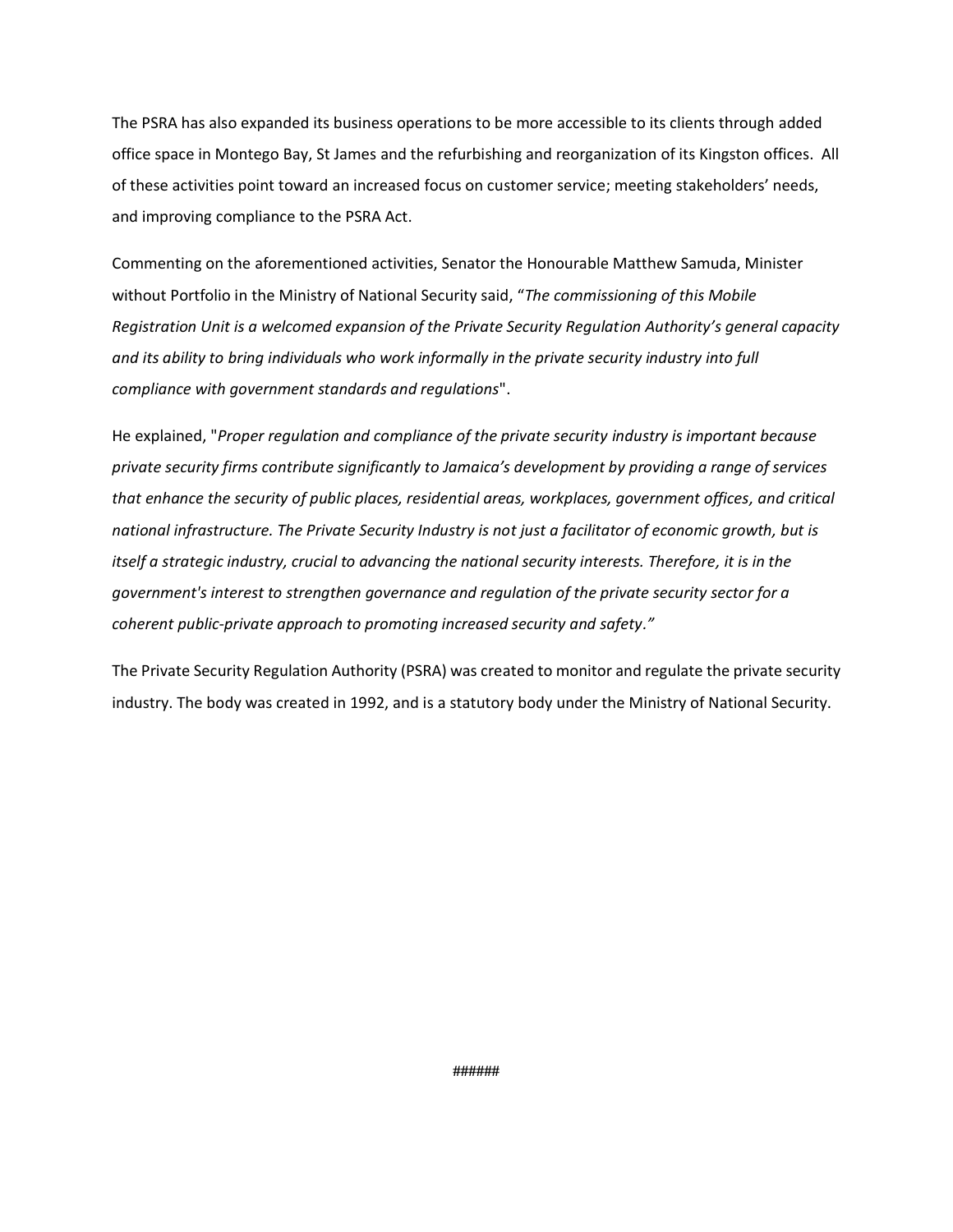The PSRA has also expanded its business operations to be more accessible to its clients through added office space in Montego Bay, St James and the refurbishing and reorganization of its Kingston offices. All of these activities point toward an increased focus on customer service; meeting stakeholders' needs, and improving compliance to the PSRA Act.

Commenting on the aforementioned activities, Senator the Honourable Matthew Samuda, Minister without Portfolio in the Ministry of National Security said, "*The commissioning of this Mobile Registration Unit is a welcomed expansion of the Private Security Regulation Authority's general capacity and its ability to bring individuals who work informally in the private security industry into full compliance with government standards and regulations*".

He explained, "*Proper regulation and compliance of the private security industry is important because private security firms contribute significantly to Jamaica's development by providing a range of services that enhance the security of public places, residential areas, workplaces, government offices, and critical national infrastructure. The Private Security Industry is not just a facilitator of economic growth, but is itself a strategic industry, crucial to advancing the national security interests. Therefore, it is in the government's interest to strengthen governance and regulation of the private security sector for a coherent public-private approach to promoting increased security and safety.*"

The Private Security Regulation Authority (PSRA) was created to monitor and regulate the private security industry. The body was created in 1992, and is a statutory body under the Ministry of National Security.

######